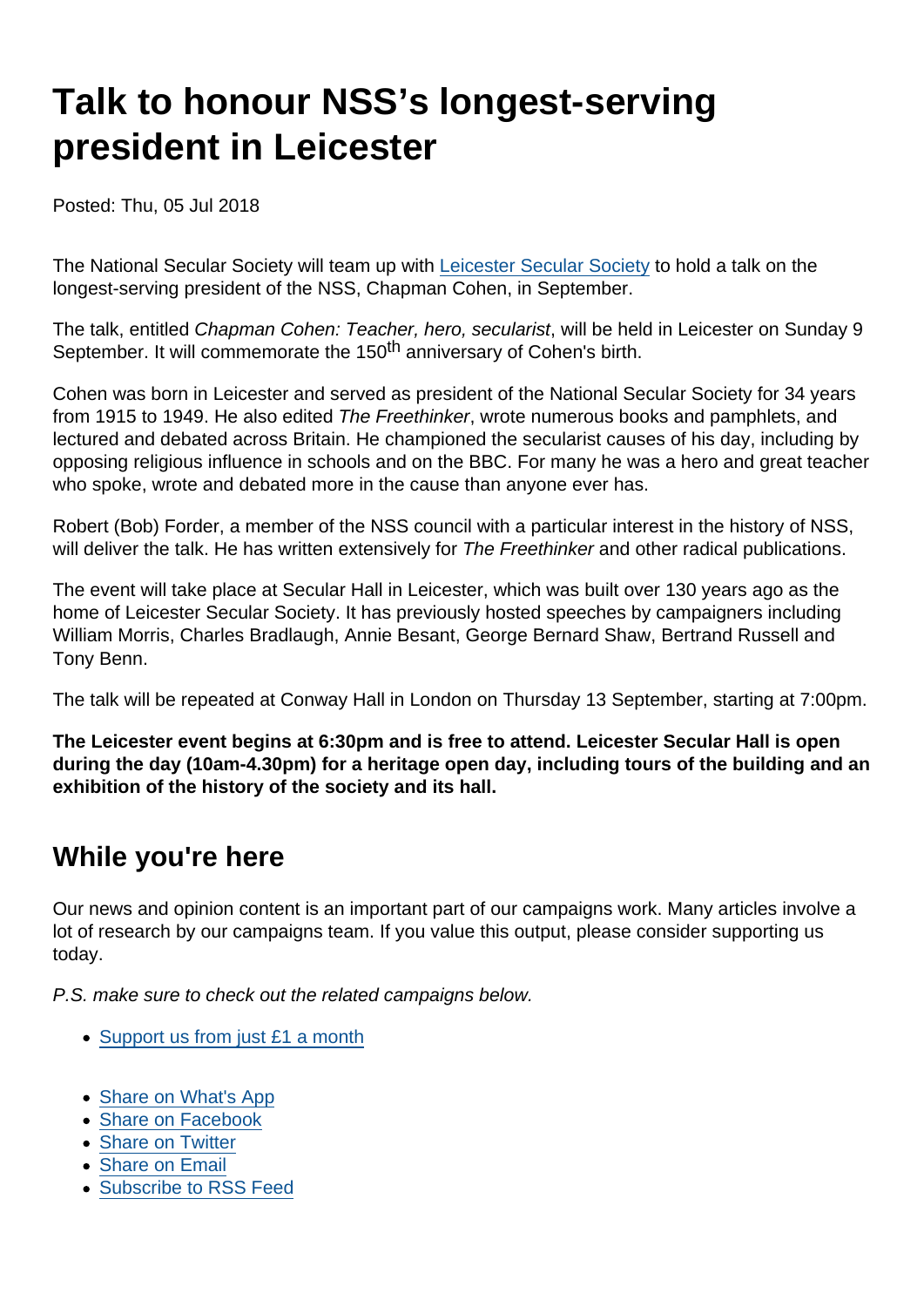# Talk to honour NSS's longest-serving president in Leicester

Posted: Thu, 05 Jul 2018

The National Secular Society will team up with [Leicester Secular Society]() to hold a talk on the longest-serving president of the NSS, Chapman Cohen, in September.

The talk, entitled *Chapman Cohen: Teacher, hero, secularist*, will be held in Leicester on Sunday 9 September. It will commemorate the 150th anniversary of Cohen's birth.

Cohen was born in Leicester and served as president of the National Secular Society for 34 years from 1915 to 1949. He also edited *The Freethinker*, wrote numerous books and pamphlets, and lectured and debated across Britain. He championed the secularist causes of his day, including by opposing religious influence in schools and on the BBC. For many he was a hero and great teacher who spoke, wrote and debated more in the cause than anyone ever has.

Robert (Bob) Forder, a member of the NSS council with a particular interest in the history of NSS, will deliver the talk. He has written extensively for *The Freethinker* and other radical publications.

The event will take place at Secular Hall in Leicester, which was built over 130 years ago as the home of Leicester Secular Society. It has previously hosted speeches by campaigners including William Morris, Charles Bradlaugh, Annie Besant, George Bernard Shaw, Bertrand Russell and Tony Benn.

The talk will be repeated at Conway Hall in London on Thursday 13 September, starting at 7:00pm.

**The Leicester event begins at 6:30pm and is free to attend. Leicester Secular Hall is open during the day (10am-4.30pm) for a heritage open day, including tours of the building and an exhibition of the history of the society and its hall.**

## While you're here

Our news and opinion content is an important part of our campaigns work. Many articles involve a lot of research by our campaigns team. If you value this output, please consider supporting us today.

*P.S. make sure to check out the related campaigns below.*

- [Support us from just £1 a month]()

- [Share on What's App]()
- [Share on Facebook]()
- [Share on Twitter]()
- [Share on Email]()
- [Subscribe to RSS Feed]()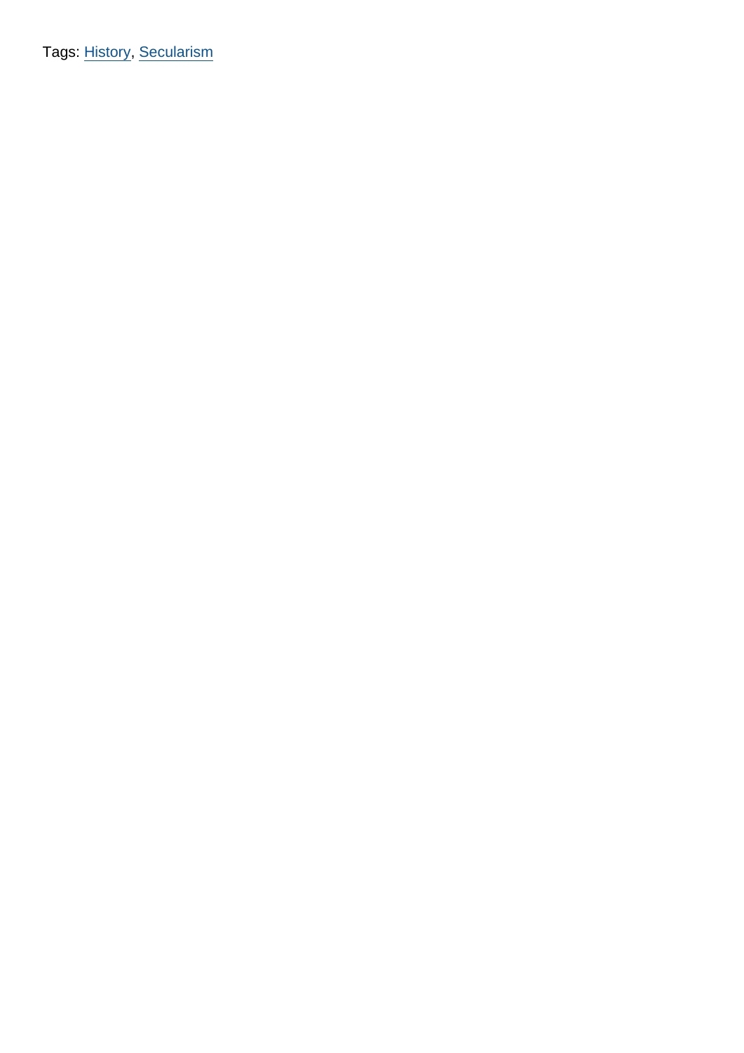Tags: [History](), [Secularism]()